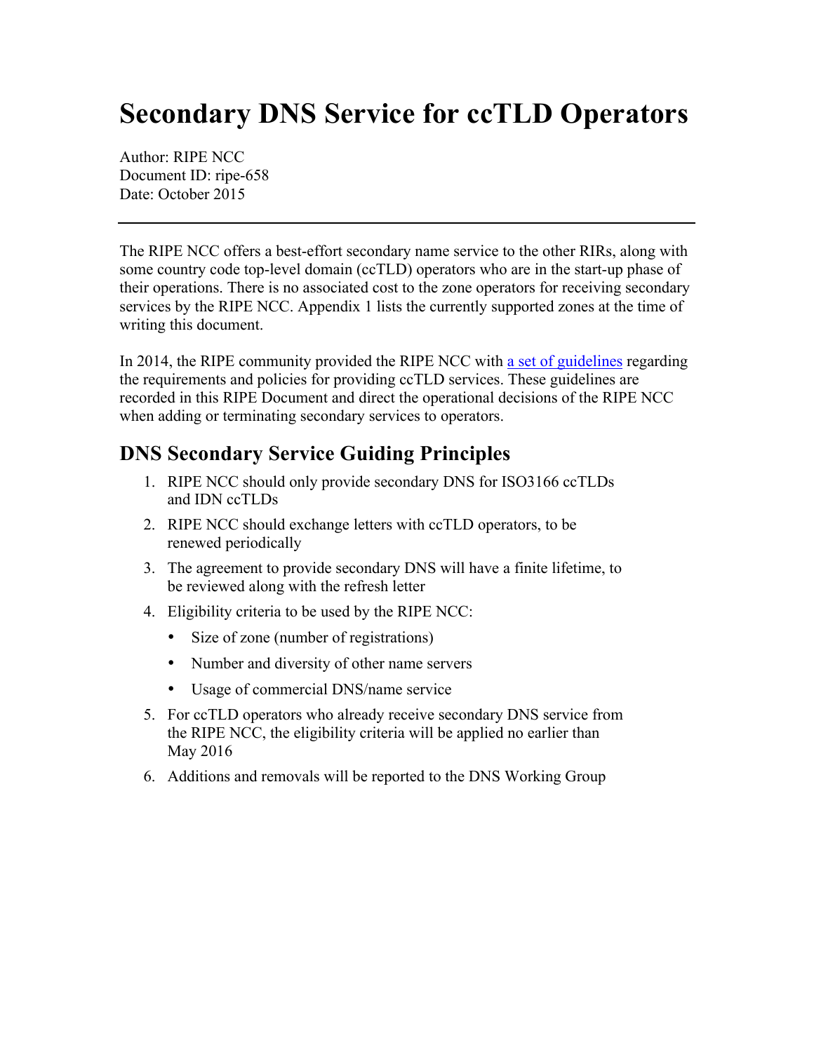# Secondary DNS Service for ccTLD Operators

Author: RIPE NCC
Document ID: ripe-658
Date: October 2015

---

The RIPE NCC offers a best-effort secondary name service to the other RIRs, along with some country code top-level domain (ccTLD) operators who are in the start-up phase of their operations. There is no associated cost to the zone operators for receiving secondary services by the RIPE NCC. Appendix 1 lists the currently supported zones at the time of writing this document.

In 2014, the RIPE community provided the RIPE NCC with a set of guidelines regarding the requirements and policies for providing ccTLD services. These guidelines are recorded in this RIPE Document and direct the operational decisions of the RIPE NCC when adding or terminating secondary services to operators.

## DNS Secondary Service Guiding Principles

1. RIPE NCC should only provide secondary DNS for ISO3166 ccTLDs and IDN ccTLDs
2. RIPE NCC should exchange letters with ccTLD operators, to be renewed periodically
3. The agreement to provide secondary DNS will have a finite lifetime, to be reviewed along with the refresh letter
4. Eligibility criteria to be used by the RIPE NCC:
   - Size of zone (number of registrations)
   - Number and diversity of other name servers
   - Usage of commercial DNS/name service
5. For ccTLD operators who already receive secondary DNS service from the RIPE NCC, the eligibility criteria will be applied no earlier than May 2016
6. Additions and removals will be reported to the DNS Working Group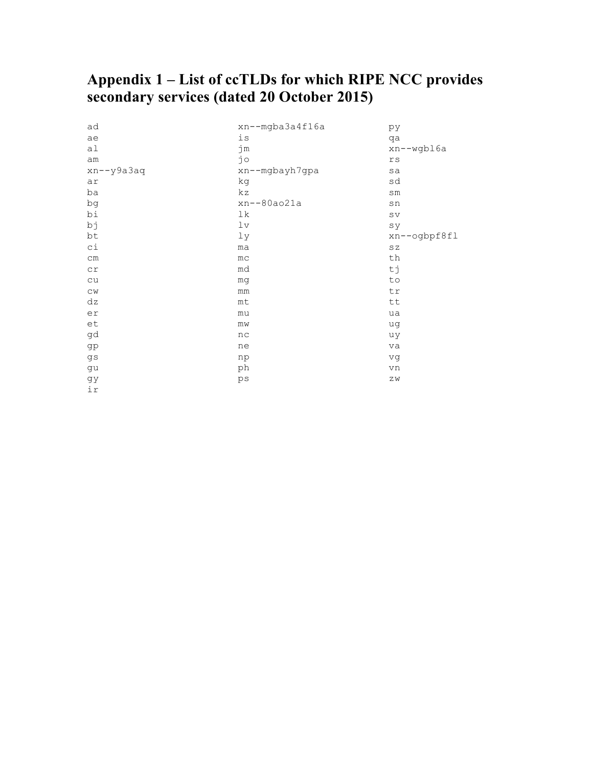# Appendix 1 – List of ccTLDs for which RIPE NCC provides secondary services (dated 20 October 2015)

```
ad
ae
al
am
xn--y9a3aq
ar
ba
bg
bi
bj
bt
ci
cm
cr
cu
cw
dz
er
et
gd
gp
gs
gu
gy
ir
xn--mgba3a4f16a
is
jm
jo
xn--mgbayh7gpa
kg
kz
xn--80ao21a
lk
lv
ly
ma
mc
md
mg
mm
mt
mu
mw
nc
ne
np
ph
ps
py
qa
xn--wgbl6a
rs
sa
sd
sm
sn
sv
sy
xn--ogbpf8fl
sz
th
tj
to
tr
tt
ua
ug
uy
va
vg
vn
zw
```